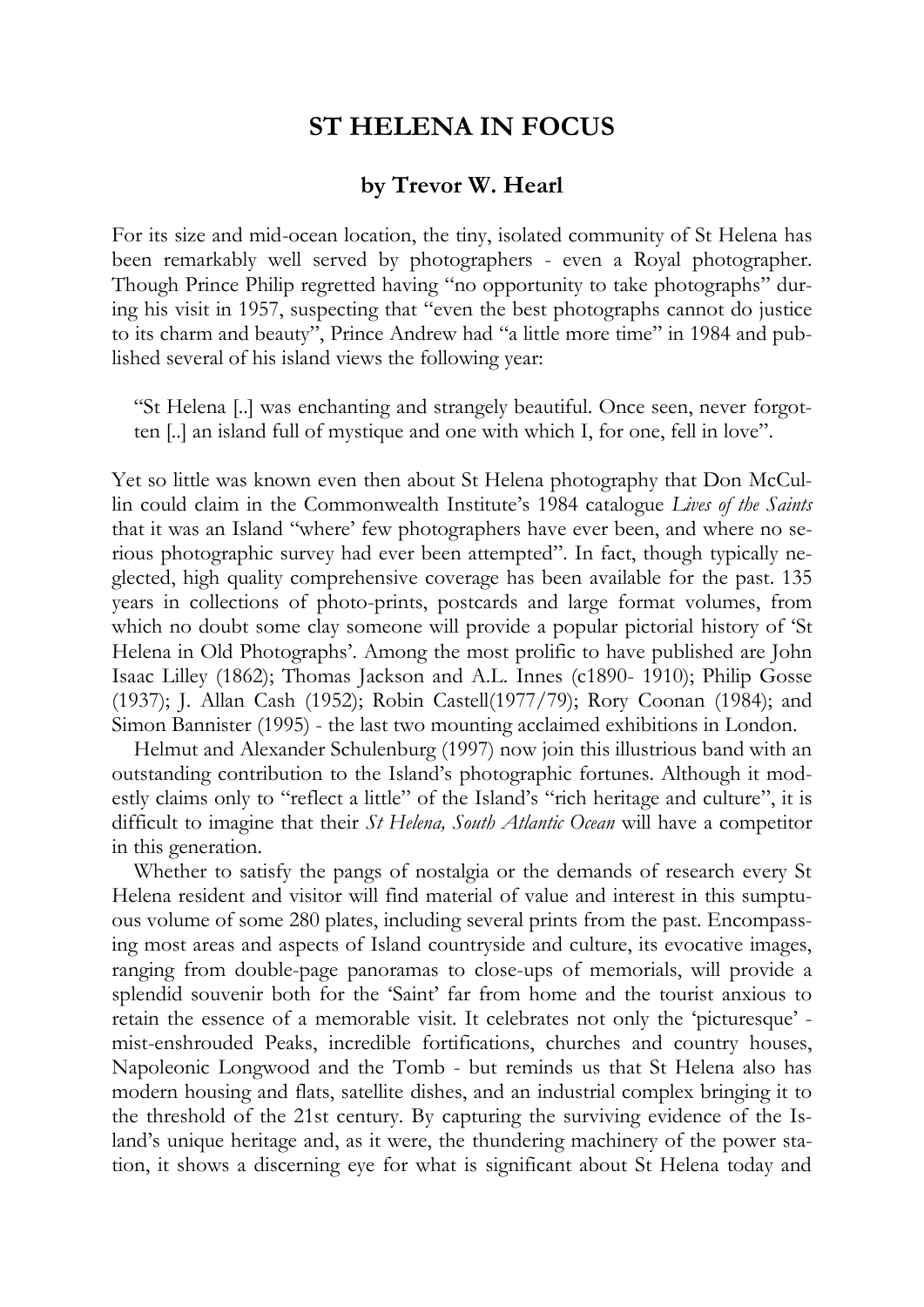# ST HELENA IN FOCUS

## by Trevor W. Hearl

For its size and mid-ocean location, the tiny, isolated community of St Helena has been remarkably well served by photographers - even a Royal photographer. Though Prince Philip regretted having "no opportunity to take photographs" during his visit in 1957, suspecting that "even the best photographs cannot do justice to its charm and beauty", Prince Andrew had "a little more time" in 1984 and published several of his island views the following year:

> "St Helena [..] was enchanting and strangely beautiful. Once seen, never forgotten [..] an island full of mystique and one with which I, for one, fell in love".

Yet so little was known even then about St Helena photography that Don McCullin could claim in the Commonwealth Institute's 1984 catalogue *Lives of the Saints* that it was an Island "where' few photographers have ever been, and where no serious photographic survey had ever been attempted". In fact, though typically neglected, high quality comprehensive coverage has been available for the past. 135 years in collections of photo-prints, postcards and large format volumes, from which no doubt some clay someone will provide a popular pictorial history of 'St Helena in Old Photographs'. Among the most prolific to have published are John Isaac Lilley (1862); Thomas Jackson and A.L. Innes (c1890- 1910); Philip Gosse (1937); J. Allan Cash (1952); Robin Castell(1977/79); Rory Coonan (1984); and Simon Bannister (1995) - the last two mounting acclaimed exhibitions in London.

Helmut and Alexander Schulenburg (1997) now join this illustrious band with an outstanding contribution to the Island's photographic fortunes. Although it modestly claims only to "reflect a little" of the Island's "rich heritage and culture", it is difficult to imagine that their *St Helena, South Atlantic Ocean* will have a competitor in this generation.

Whether to satisfy the pangs of nostalgia or the demands of research every St Helena resident and visitor will find material of value and interest in this sumptuous volume of some 280 plates, including several prints from the past. Encompassing most areas and aspects of Island countryside and culture, its evocative images, ranging from double-page panoramas to close-ups of memorials, will provide a splendid souvenir both for the 'Saint' far from home and the tourist anxious to retain the essence of a memorable visit. It celebrates not only the 'picturesque' - mist-enshrouded Peaks, incredible fortifications, churches and country houses, Napoleonic Longwood and the Tomb - but reminds us that St Helena also has modern housing and flats, satellite dishes, and an industrial complex bringing it to the threshold of the 21st century. By capturing the surviving evidence of the Island's unique heritage and, as it were, the thundering machinery of the power station, it shows a discerning eye for what is significant about St Helena today and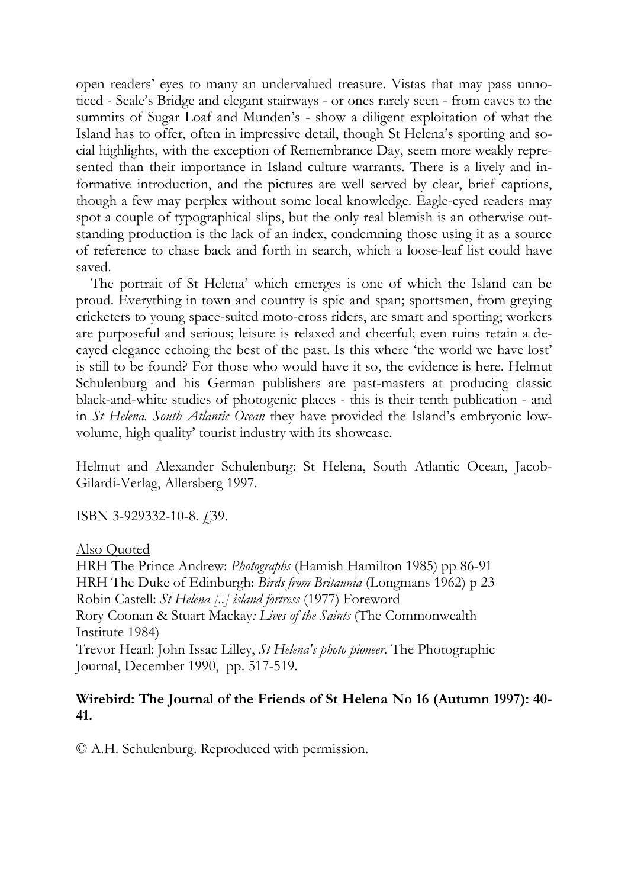open readers' eyes to many an undervalued treasure. Vistas that may pass unnoticed - Seale's Bridge and elegant stairways - or ones rarely seen - from caves to the summits of Sugar Loaf and Munden's - show a diligent exploitation of what the Island has to offer, often in impressive detail, though St Helena's sporting and social highlights, with the exception of Remembrance Day, seem more weakly represented than their importance in Island culture warrants. There is a lively and informative introduction, and the pictures are well served by clear, brief captions, though a few may perplex without some local knowledge. Eagle-eyed readers may spot a couple of typographical slips, but the only real blemish is an otherwise outstanding production is the lack of an index, condemning those using it as a source of reference to chase back and forth in search, which a loose-leaf list could have saved.

The portrait of St Helena' which emerges is one of which the Island can be proud. Everything in town and country is spic and span; sportsmen, from greying cricketers to young space-suited moto-cross riders, are smart and sporting; workers are purposeful and serious; leisure is relaxed and cheerful; even ruins retain a decayed elegance echoing the best of the past. Is this where 'the world we have lost' is still to be found? For those who would have it so, the evidence is here. Helmut Schulenburg and his German publishers are past-masters at producing classic black-and-white studies of photogenic places - this is their tenth publication - and in *St Helena. South Atlantic Ocean* they have provided the Island's embryonic low-volume, high quality' tourist industry with its showcase.

Helmut and Alexander Schulenburg: St Helena, South Atlantic Ocean, Jacob-Gilardi-Verlag, Allersberg 1997.

ISBN 3-929332-10-8. £39.

<u>Also Quoted</u>

HRH The Prince Andrew: *Photographs* (Hamish Hamilton 1985) pp 86-91
HRH The Duke of Edinburgh: *Birds from Britannia* (Longmans 1962) p 23
Robin Castell: *St Helena [..] island fortress* (1977) Foreword
Rory Coonan & Stuart Mackay*: Lives of the Saints* (The Commonwealth Institute 1984)
Trevor Hearl: John Issac Lilley, *St Helena's photo pioneer*. The Photographic Journal, December 1990, pp. 517-519.

**Wirebird: The Journal of the Friends of St Helena No 16 (Autumn 1997): 40-41.**

© A.H. Schulenburg. Reproduced with permission.